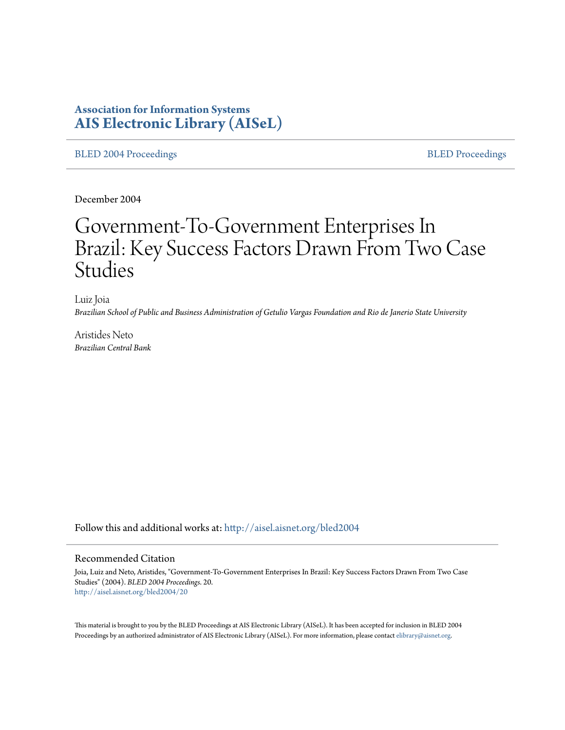**Association for Information Systems**
**AIS Electronic Library (AISeL)**

BLED 2004 Proceedings | BLED Proceedings

December 2004

# Government-To-Government Enterprises In Brazil: Key Success Factors Drawn From Two Case Studies

Luiz Joia
*Brazilian School of Public and Business Administration of Getulio Vargas Foundation and Rio de Janerio State University*

Aristides Neto
*Brazilian Central Bank*

Follow this and additional works at: http://aisel.aisnet.org/bled2004

## Recommended Citation

Joia, Luiz and Neto, Aristides, "Government-To-Government Enterprises In Brazil: Key Success Factors Drawn From Two Case Studies" (2004). *BLED 2004 Proceedings*. 20.
http://aisel.aisnet.org/bled2004/20

This material is brought to you by the BLED Proceedings at AIS Electronic Library (AISeL). It has been accepted for inclusion in BLED 2004 Proceedings by an authorized administrator of AIS Electronic Library (AISeL). For more information, please contact elibrary@aisnet.org.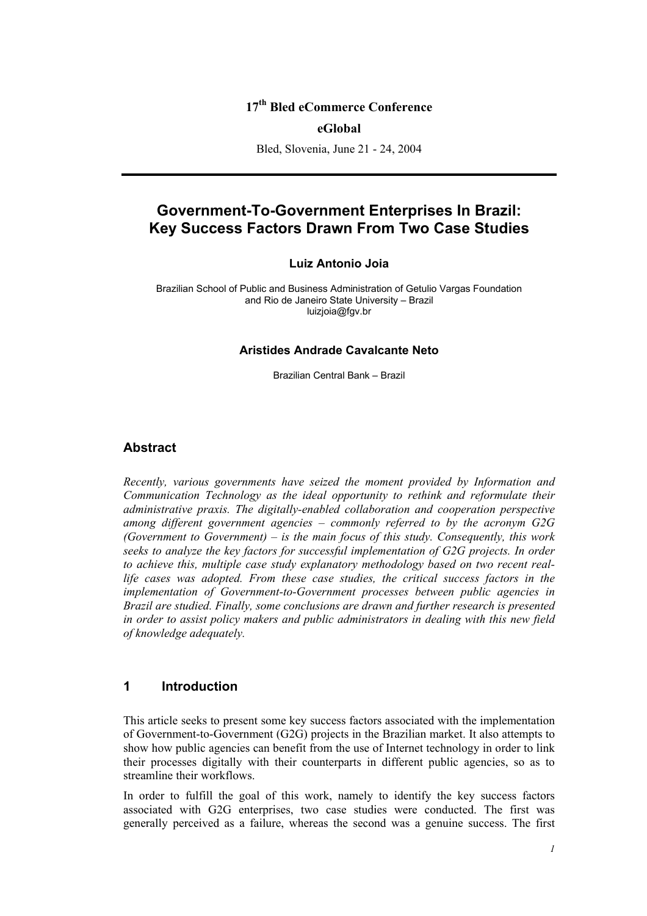17th Bled eCommerce Conference

**eGlobal**

Bled, Slovenia, June 21 - 24, 2004

# Government-To-Government Enterprises In Brazil: Key Success Factors Drawn From Two Case Studies

**Luiz Antonio Joia**

Brazilian School of Public and Business Administration of Getulio Vargas Foundation and Rio de Janeiro State University – Brazil
luizjoia@fgv.br

**Aristides Andrade Cavalcante Neto**

Brazilian Central Bank – Brazil

## Abstract

*Recently, various governments have seized the moment provided by Information and Communication Technology as the ideal opportunity to rethink and reformulate their administrative praxis. The digitally-enabled collaboration and cooperation perspective among different government agencies – commonly referred to by the acronym G2G (Government to Government) – is the main focus of this study. Consequently, this work seeks to analyze the key factors for successful implementation of G2G projects. In order to achieve this, multiple case study explanatory methodology based on two recent real-life cases was adopted. From these case studies, the critical success factors in the implementation of Government-to-Government processes between public agencies in Brazil are studied. Finally, some conclusions are drawn and further research is presented in order to assist policy makers and public administrators in dealing with this new field of knowledge adequately.*

## 1 Introduction

This article seeks to present some key success factors associated with the implementation of Government-to-Government (G2G) projects in the Brazilian market. It also attempts to show how public agencies can benefit from the use of Internet technology in order to link their processes digitally with their counterparts in different public agencies, so as to streamline their workflows.

In order to fulfill the goal of this work, namely to identify the key success factors associated with G2G enterprises, two case studies were conducted. The first was generally perceived as a failure, whereas the second was a genuine success. The first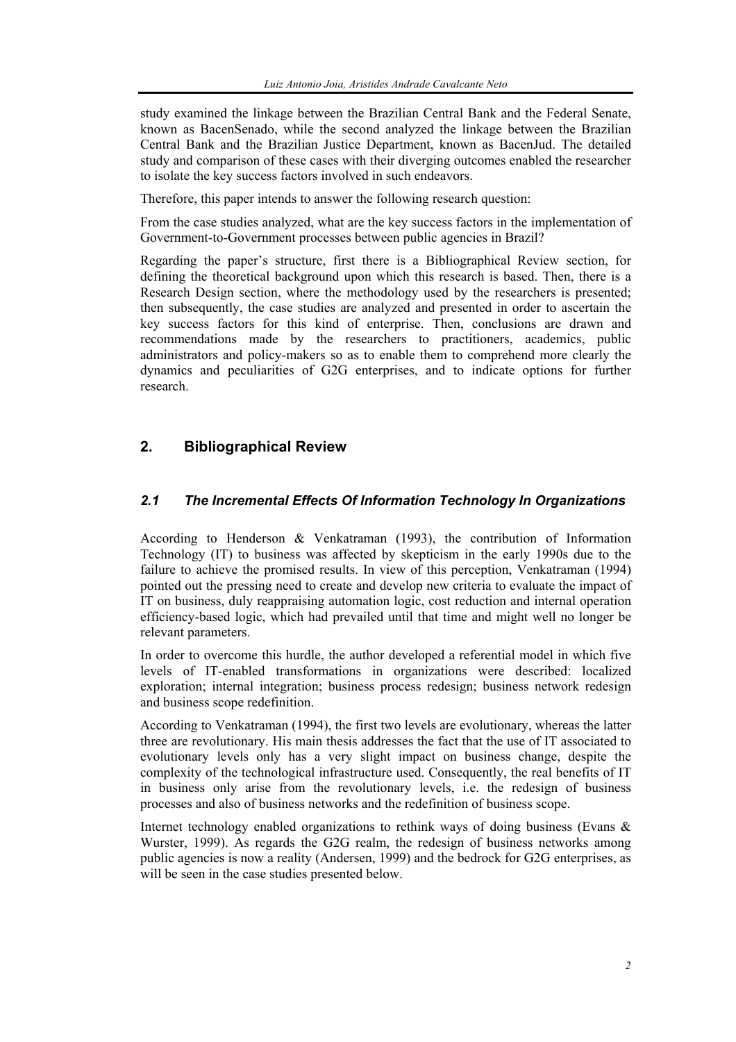study examined the linkage between the Brazilian Central Bank and the Federal Senate, known as BacenSenado, while the second analyzed the linkage between the Brazilian Central Bank and the Brazilian Justice Department, known as BacenJud. The detailed study and comparison of these cases with their diverging outcomes enabled the researcher to isolate the key success factors involved in such endeavors.

Therefore, this paper intends to answer the following research question:

From the case studies analyzed, what are the key success factors in the implementation of Government-to-Government processes between public agencies in Brazil?

Regarding the paper's structure, first there is a Bibliographical Review section, for defining the theoretical background upon which this research is based. Then, there is a Research Design section, where the methodology used by the researchers is presented; then subsequently, the case studies are analyzed and presented in order to ascertain the key success factors for this kind of enterprise. Then, conclusions are drawn and recommendations made by the researchers to practitioners, academics, public administrators and policy-makers so as to enable them to comprehend more clearly the dynamics and peculiarities of G2G enterprises, and to indicate options for further research.

## 2. Bibliographical Review

### *2.1 The Incremental Effects Of Information Technology In Organizations*

According to Henderson & Venkatraman (1993), the contribution of Information Technology (IT) to business was affected by skepticism in the early 1990s due to the failure to achieve the promised results. In view of this perception, Venkatraman (1994) pointed out the pressing need to create and develop new criteria to evaluate the impact of IT on business, duly reappraising automation logic, cost reduction and internal operation efficiency-based logic, which had prevailed until that time and might well no longer be relevant parameters.

In order to overcome this hurdle, the author developed a referential model in which five levels of IT-enabled transformations in organizations were described: localized exploration; internal integration; business process redesign; business network redesign and business scope redefinition.

According to Venkatraman (1994), the first two levels are evolutionary, whereas the latter three are revolutionary. His main thesis addresses the fact that the use of IT associated to evolutionary levels only has a very slight impact on business change, despite the complexity of the technological infrastructure used. Consequently, the real benefits of IT in business only arise from the revolutionary levels, i.e. the redesign of business processes and also of business networks and the redefinition of business scope.

Internet technology enabled organizations to rethink ways of doing business (Evans & Wurster, 1999). As regards the G2G realm, the redesign of business networks among public agencies is now a reality (Andersen, 1999) and the bedrock for G2G enterprises, as will be seen in the case studies presented below.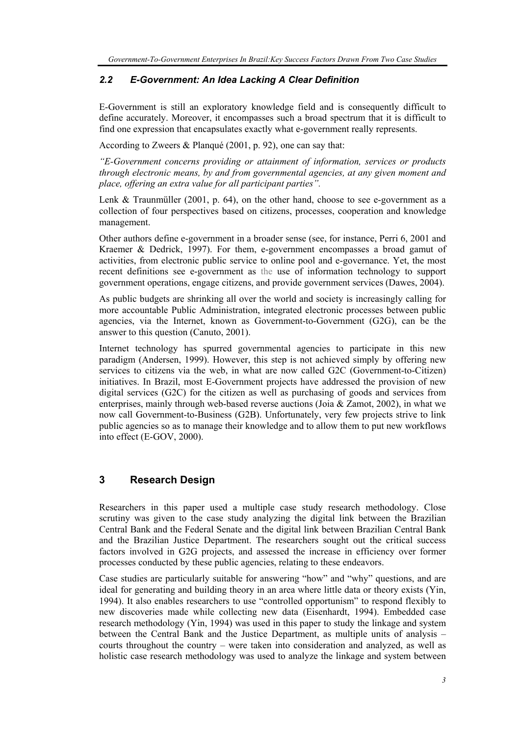### 2.2 E-Government: An Idea Lacking A Clear Definition

E-Government is still an exploratory knowledge field and is consequently difficult to define accurately. Moreover, it encompasses such a broad spectrum that it is difficult to find one expression that encapsulates exactly what e-government really represents.

According to Zweers & Planqué (2001, p. 92), one can say that:

*"E-Government concerns providing or attainment of information, services or products through electronic means, by and from governmental agencies, at any given moment and place, offering an extra value for all participant parties".*

Lenk & Traunmüller (2001, p. 64), on the other hand, choose to see e-government as a collection of four perspectives based on citizens, processes, cooperation and knowledge management.

Other authors define e-government in a broader sense (see, for instance, Perri 6, 2001 and Kraemer & Dedrick, 1997). For them, e-government encompasses a broad gamut of activities, from electronic public service to online pool and e-governance. Yet, the most recent definitions see e-government as the use of information technology to support government operations, engage citizens, and provide government services (Dawes, 2004).

As public budgets are shrinking all over the world and society is increasingly calling for more accountable Public Administration, integrated electronic processes between public agencies, via the Internet, known as Government-to-Government (G2G), can be the answer to this question (Canuto, 2001).

Internet technology has spurred governmental agencies to participate in this new paradigm (Andersen, 1999). However, this step is not achieved simply by offering new services to citizens via the web, in what are now called G2C (Government-to-Citizen) initiatives. In Brazil, most E-Government projects have addressed the provision of new digital services (G2C) for the citizen as well as purchasing of goods and services from enterprises, mainly through web-based reverse auctions (Joia & Zamot, 2002), in what we now call Government-to-Business (G2B). Unfortunately, very few projects strive to link public agencies so as to manage their knowledge and to allow them to put new workflows into effect (E-GOV, 2000).

## 3 Research Design

Researchers in this paper used a multiple case study research methodology. Close scrutiny was given to the case study analyzing the digital link between the Brazilian Central Bank and the Federal Senate and the digital link between Brazilian Central Bank and the Brazilian Justice Department. The researchers sought out the critical success factors involved in G2G projects, and assessed the increase in efficiency over former processes conducted by these public agencies, relating to these endeavors.

Case studies are particularly suitable for answering "how" and "why" questions, and are ideal for generating and building theory in an area where little data or theory exists (Yin, 1994). It also enables researchers to use "controlled opportunism" to respond flexibly to new discoveries made while collecting new data (Eisenhardt, 1994). Embedded case research methodology (Yin, 1994) was used in this paper to study the linkage and system between the Central Bank and the Justice Department, as multiple units of analysis – courts throughout the country – were taken into consideration and analyzed, as well as holistic case research methodology was used to analyze the linkage and system between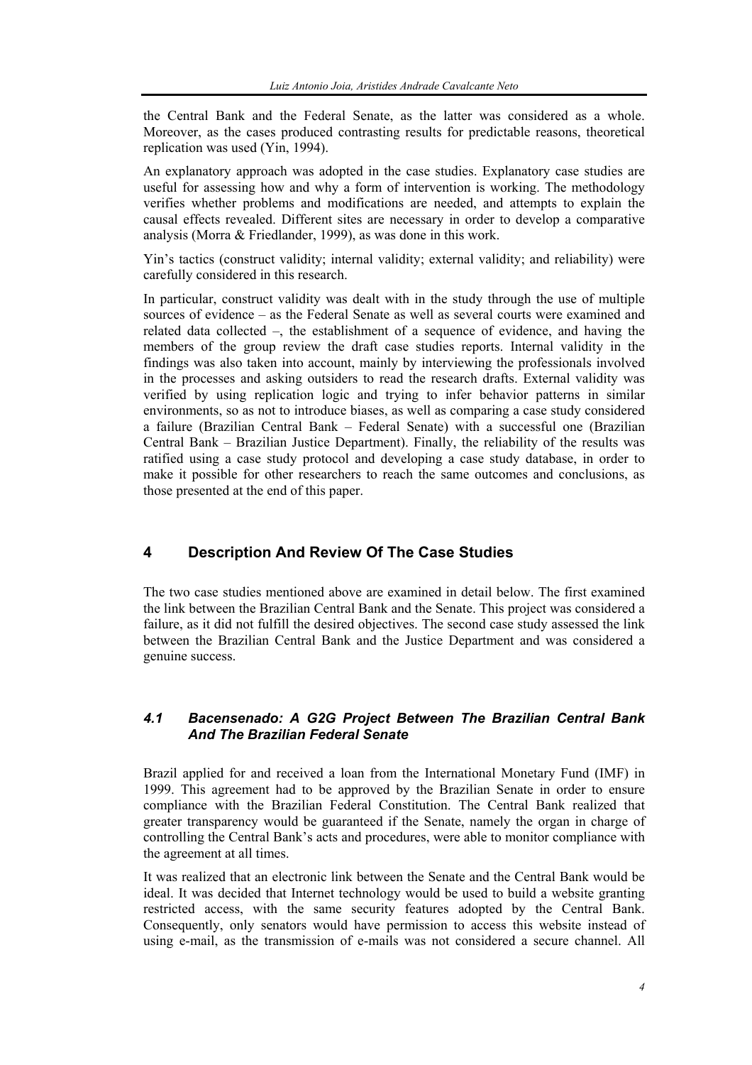the Central Bank and the Federal Senate, as the latter was considered as a whole. Moreover, as the cases produced contrasting results for predictable reasons, theoretical replication was used (Yin, 1994).

An explanatory approach was adopted in the case studies. Explanatory case studies are useful for assessing how and why a form of intervention is working. The methodology verifies whether problems and modifications are needed, and attempts to explain the causal effects revealed. Different sites are necessary in order to develop a comparative analysis (Morra & Friedlander, 1999), as was done in this work.

Yin's tactics (construct validity; internal validity; external validity; and reliability) were carefully considered in this research.

In particular, construct validity was dealt with in the study through the use of multiple sources of evidence – as the Federal Senate as well as several courts were examined and related data collected –, the establishment of a sequence of evidence, and having the members of the group review the draft case studies reports. Internal validity in the findings was also taken into account, mainly by interviewing the professionals involved in the processes and asking outsiders to read the research drafts. External validity was verified by using replication logic and trying to infer behavior patterns in similar environments, so as not to introduce biases, as well as comparing a case study considered a failure (Brazilian Central Bank – Federal Senate) with a successful one (Brazilian Central Bank – Brazilian Justice Department). Finally, the reliability of the results was ratified using a case study protocol and developing a case study database, in order to make it possible for other researchers to reach the same outcomes and conclusions, as those presented at the end of this paper.

## 4 Description And Review Of The Case Studies

The two case studies mentioned above are examined in detail below. The first examined the link between the Brazilian Central Bank and the Senate. This project was considered a failure, as it did not fulfill the desired objectives. The second case study assessed the link between the Brazilian Central Bank and the Justice Department and was considered a genuine success.

### *4.1 Bacensenado: A G2G Project Between The Brazilian Central Bank And The Brazilian Federal Senate*

Brazil applied for and received a loan from the International Monetary Fund (IMF) in 1999. This agreement had to be approved by the Brazilian Senate in order to ensure compliance with the Brazilian Federal Constitution. The Central Bank realized that greater transparency would be guaranteed if the Senate, namely the organ in charge of controlling the Central Bank's acts and procedures, were able to monitor compliance with the agreement at all times.

It was realized that an electronic link between the Senate and the Central Bank would be ideal. It was decided that Internet technology would be used to build a website granting restricted access, with the same security features adopted by the Central Bank. Consequently, only senators would have permission to access this website instead of using e-mail, as the transmission of e-mails was not considered a secure channel. All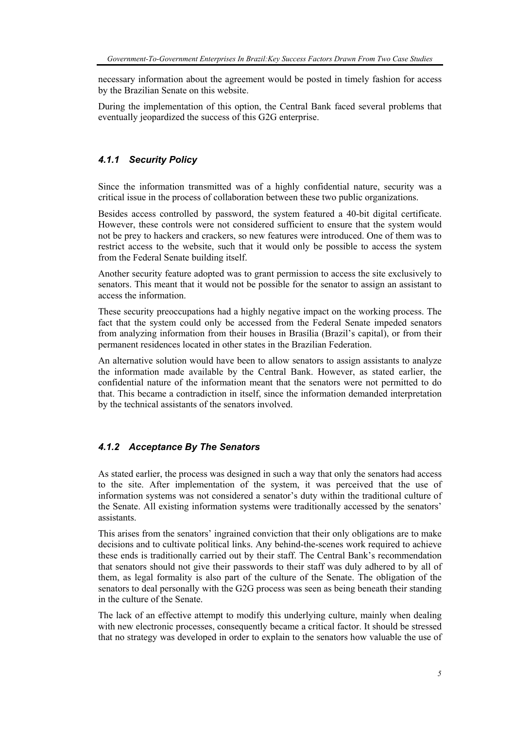necessary information about the agreement would be posted in timely fashion for access by the Brazilian Senate on this website.

During the implementation of this option, the Central Bank faced several problems that eventually jeopardized the success of this G2G enterprise.

### *4.1.1 Security Policy*

Since the information transmitted was of a highly confidential nature, security was a critical issue in the process of collaboration between these two public organizations.

Besides access controlled by password, the system featured a 40-bit digital certificate. However, these controls were not considered sufficient to ensure that the system would not be prey to hackers and crackers, so new features were introduced. One of them was to restrict access to the website, such that it would only be possible to access the system from the Federal Senate building itself.

Another security feature adopted was to grant permission to access the site exclusively to senators. This meant that it would not be possible for the senator to assign an assistant to access the information.

These security preoccupations had a highly negative impact on the working process. The fact that the system could only be accessed from the Federal Senate impeded senators from analyzing information from their houses in Brasília (Brazil's capital), or from their permanent residences located in other states in the Brazilian Federation.

An alternative solution would have been to allow senators to assign assistants to analyze the information made available by the Central Bank. However, as stated earlier, the confidential nature of the information meant that the senators were not permitted to do that. This became a contradiction in itself, since the information demanded interpretation by the technical assistants of the senators involved.

### *4.1.2 Acceptance By The Senators*

As stated earlier, the process was designed in such a way that only the senators had access to the site. After implementation of the system, it was perceived that the use of information systems was not considered a senator's duty within the traditional culture of the Senate. All existing information systems were traditionally accessed by the senators' assistants.

This arises from the senators' ingrained conviction that their only obligations are to make decisions and to cultivate political links. Any behind-the-scenes work required to achieve these ends is traditionally carried out by their staff. The Central Bank's recommendation that senators should not give their passwords to their staff was duly adhered to by all of them, as legal formality is also part of the culture of the Senate. The obligation of the senators to deal personally with the G2G process was seen as being beneath their standing in the culture of the Senate.

The lack of an effective attempt to modify this underlying culture, mainly when dealing with new electronic processes, consequently became a critical factor. It should be stressed that no strategy was developed in order to explain to the senators how valuable the use of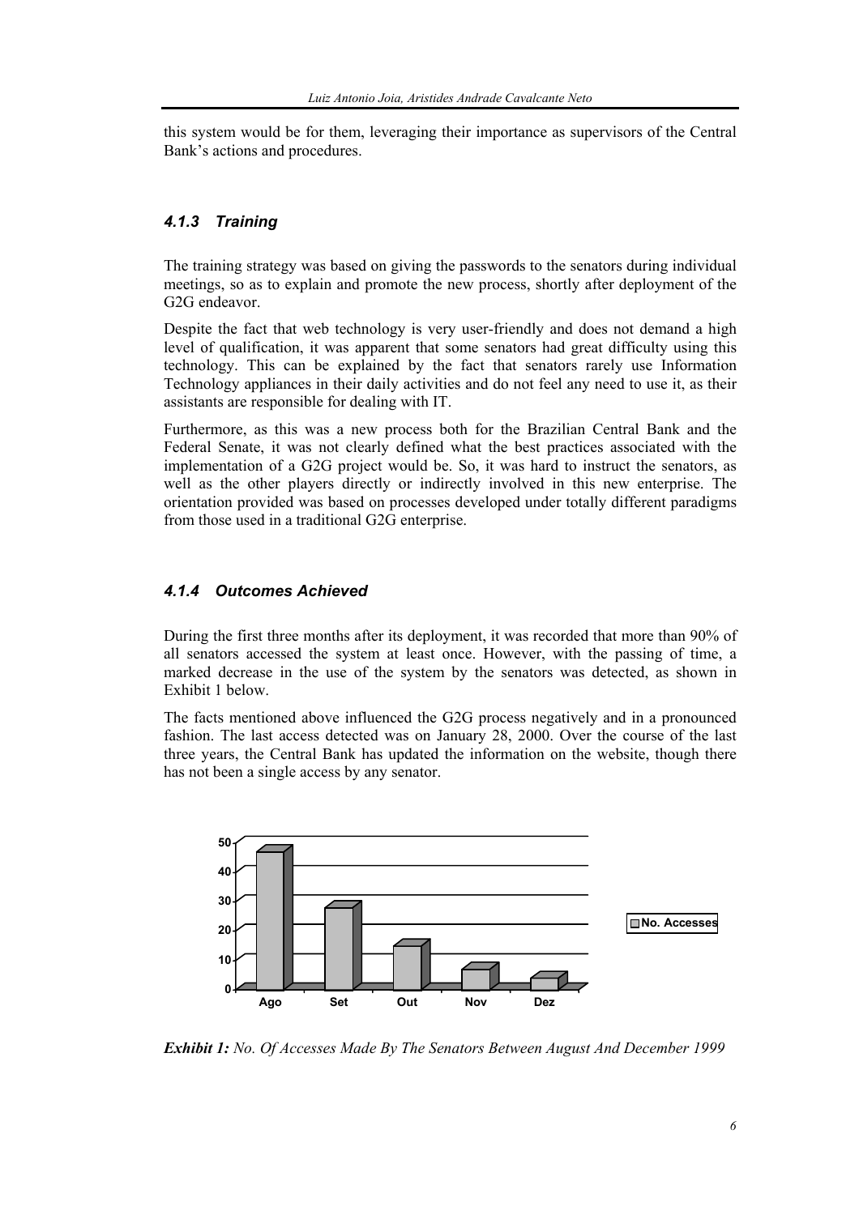this system would be for them, leveraging their importance as supervisors of the Central Bank's actions and procedures.

### *4.1.3 Training*

The training strategy was based on giving the passwords to the senators during individual meetings, so as to explain and promote the new process, shortly after deployment of the G2G endeavor.

Despite the fact that web technology is very user-friendly and does not demand a high level of qualification, it was apparent that some senators had great difficulty using this technology. This can be explained by the fact that senators rarely use Information Technology appliances in their daily activities and do not feel any need to use it, as their assistants are responsible for dealing with IT.

Furthermore, as this was a new process both for the Brazilian Central Bank and the Federal Senate, it was not clearly defined what the best practices associated with the implementation of a G2G project would be. So, it was hard to instruct the senators, as well as the other players directly or indirectly involved in this new enterprise. The orientation provided was based on processes developed under totally different paradigms from those used in a traditional G2G enterprise.

### *4.1.4 Outcomes Achieved*

During the first three months after its deployment, it was recorded that more than 90% of all senators accessed the system at least once. However, with the passing of time, a marked decrease in the use of the system by the senators was detected, as shown in Exhibit 1 below.

The facts mentioned above influenced the G2G process negatively and in a pronounced fashion. The last access detected was on January 28, 2000. Over the course of the last three years, the Central Bank has updated the information on the website, though there has not been a single access by any senator.

***Exhibit 1:*** *No. Of Accesses Made By The Senators Between August And December 1999*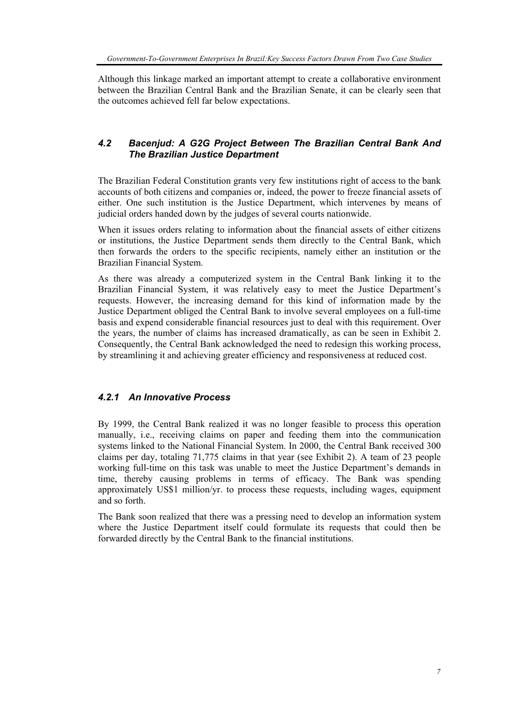Although this linkage marked an important attempt to create a collaborative environment between the Brazilian Central Bank and the Brazilian Senate, it can be clearly seen that the outcomes achieved fell far below expectations.

### *4.2 Bacenjud: A G2G Project Between The Brazilian Central Bank And The Brazilian Justice Department*

The Brazilian Federal Constitution grants very few institutions right of access to the bank accounts of both citizens and companies or, indeed, the power to freeze financial assets of either. One such institution is the Justice Department, which intervenes by means of judicial orders handed down by the judges of several courts nationwide.

When it issues orders relating to information about the financial assets of either citizens or institutions, the Justice Department sends them directly to the Central Bank, which then forwards the orders to the specific recipients, namely either an institution or the Brazilian Financial System.

As there was already a computerized system in the Central Bank linking it to the Brazilian Financial System, it was relatively easy to meet the Justice Department's requests. However, the increasing demand for this kind of information made by the Justice Department obliged the Central Bank to involve several employees on a full-time basis and expend considerable financial resources just to deal with this requirement. Over the years, the number of claims has increased dramatically, as can be seen in Exhibit 2. Consequently, the Central Bank acknowledged the need to redesign this working process, by streamlining it and achieving greater efficiency and responsiveness at reduced cost.

#### *4.2.1 An Innovative Process*

By 1999, the Central Bank realized it was no longer feasible to process this operation manually, i.e., receiving claims on paper and feeding them into the communication systems linked to the National Financial System. In 2000, the Central Bank received 300 claims per day, totaling 71,775 claims in that year (see Exhibit 2). A team of 23 people working full-time on this task was unable to meet the Justice Department's demands in time, thereby causing problems in terms of efficacy. The Bank was spending approximately US$1 million/yr. to process these requests, including wages, equipment and so forth.

The Bank soon realized that there was a pressing need to develop an information system where the Justice Department itself could formulate its requests that could then be forwarded directly by the Central Bank to the financial institutions.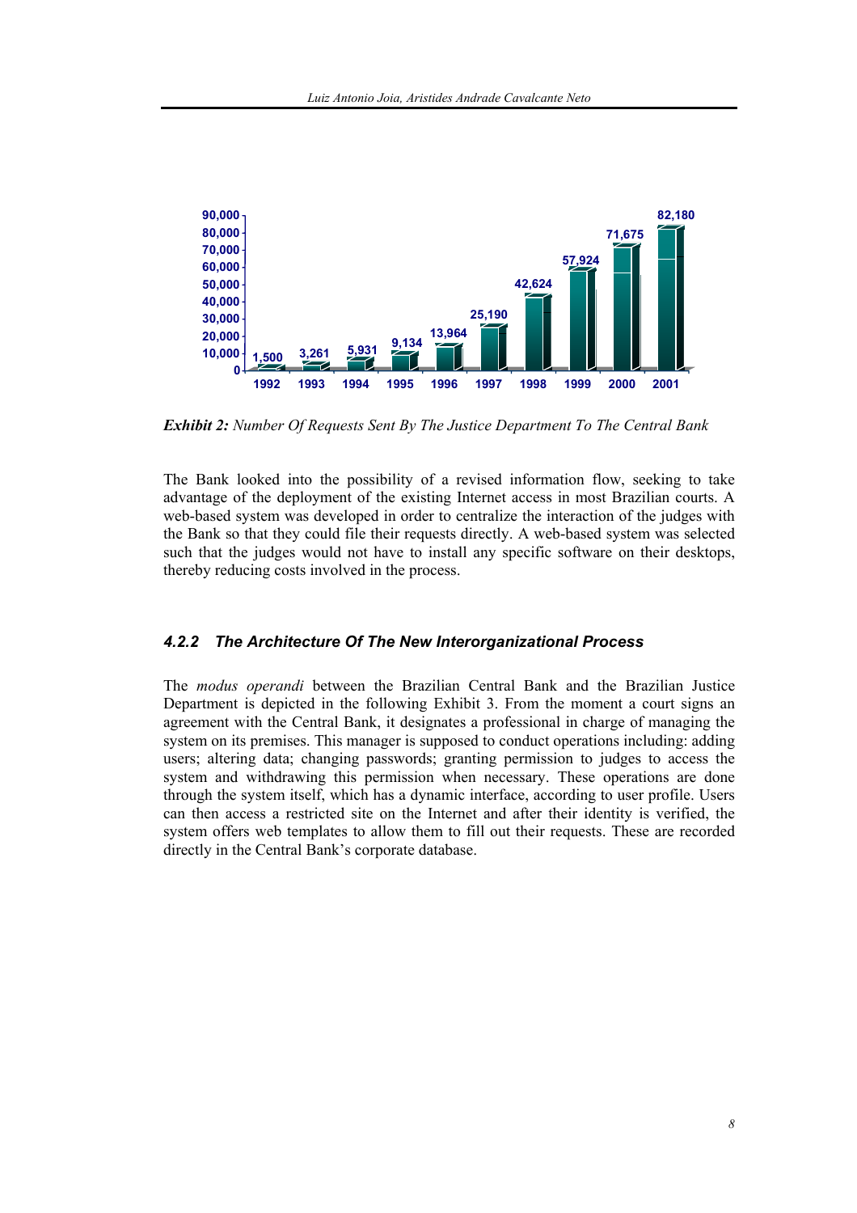| Year | Requests |
|---|---|
| 1992 | 1,500 |
| 1993 | 3,261 |
| 1994 | 5,931 |
| 1995 | 9,134 |
| 1996 | 13,964 |
| 1997 | 25,190 |
| 1998 | 42,624 |
| 1999 | 57,924 |
| 2000 | 71,675 |
| 2001 | 82,180 |

***Exhibit 2:*** *Number Of Requests Sent By The Justice Department To The Central Bank*

The Bank looked into the possibility of a revised information flow, seeking to take advantage of the deployment of the existing Internet access in most Brazilian courts. A web-based system was developed in order to centralize the interaction of the judges with the Bank so that they could file their requests directly. A web-based system was selected such that the judges would not have to install any specific software on their desktops, thereby reducing costs involved in the process.

### *4.2.2 The Architecture Of The New Interorganizational Process*

The *modus operandi* between the Brazilian Central Bank and the Brazilian Justice Department is depicted in the following Exhibit 3. From the moment a court signs an agreement with the Central Bank, it designates a professional in charge of managing the system on its premises. This manager is supposed to conduct operations including: adding users; altering data; changing passwords; granting permission to judges to access the system and withdrawing this permission when necessary. These operations are done through the system itself, which has a dynamic interface, according to user profile. Users can then access a restricted site on the Internet and after their identity is verified, the system offers web templates to allow them to fill out their requests. These are recorded directly in the Central Bank's corporate database.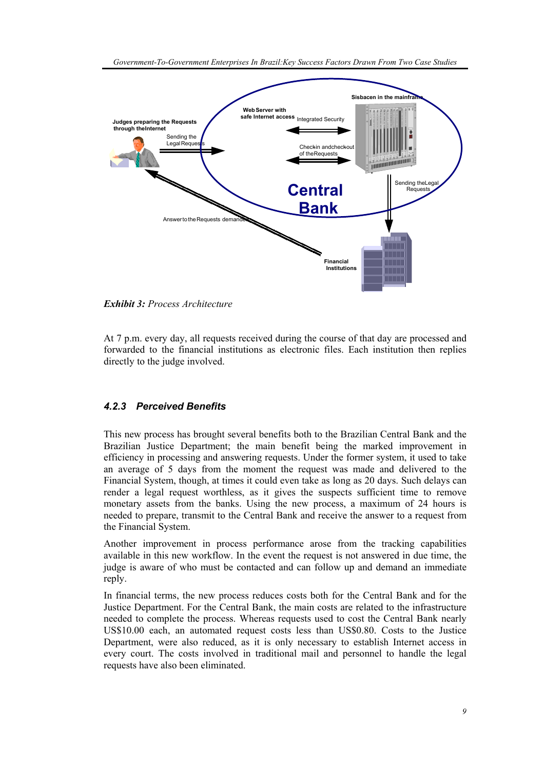**Exhibit 3:** *Process Architecture*

At 7 p.m. every day, all requests received during the course of that day are processed and forwarded to the financial institutions as electronic files. Each institution then replies directly to the judge involved.

### *4.2.3 Perceived Benefits*

This new process has brought several benefits both to the Brazilian Central Bank and the Brazilian Justice Department; the main benefit being the marked improvement in efficiency in processing and answering requests. Under the former system, it used to take an average of 5 days from the moment the request was made and delivered to the Financial System, though, at times it could even take as long as 20 days. Such delays can render a legal request worthless, as it gives the suspects sufficient time to remove monetary assets from the banks. Using the new process, a maximum of 24 hours is needed to prepare, transmit to the Central Bank and receive the answer to a request from the Financial System.

Another improvement in process performance arose from the tracking capabilities available in this new workflow. In the event the request is not answered in due time, the judge is aware of who must be contacted and can follow up and demand an immediate reply.

In financial terms, the new process reduces costs both for the Central Bank and for the Justice Department. For the Central Bank, the main costs are related to the infrastructure needed to complete the process. Whereas requests used to cost the Central Bank nearly US$10.00 each, an automated request costs less than US$0.80. Costs to the Justice Department, were also reduced, as it is only necessary to establish Internet access in every court. The costs involved in traditional mail and personnel to handle the legal requests have also been eliminated.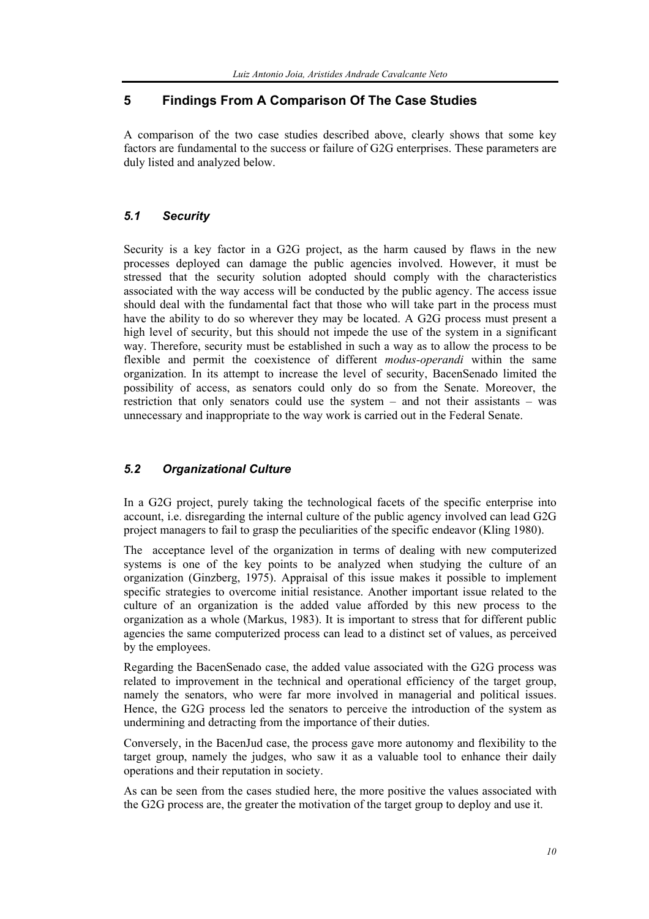## 5 Findings From A Comparison Of The Case Studies

A comparison of the two case studies described above, clearly shows that some key factors are fundamental to the success or failure of G2G enterprises. These parameters are duly listed and analyzed below.

### *5.1 Security*

Security is a key factor in a G2G project, as the harm caused by flaws in the new processes deployed can damage the public agencies involved. However, it must be stressed that the security solution adopted should comply with the characteristics associated with the way access will be conducted by the public agency. The access issue should deal with the fundamental fact that those who will take part in the process must have the ability to do so wherever they may be located. A G2G process must present a high level of security, but this should not impede the use of the system in a significant way. Therefore, security must be established in such a way as to allow the process to be flexible and permit the coexistence of different *modus-operandi* within the same organization. In its attempt to increase the level of security, BacenSenado limited the possibility of access, as senators could only do so from the Senate. Moreover, the restriction that only senators could use the system – and not their assistants – was unnecessary and inappropriate to the way work is carried out in the Federal Senate.

### *5.2 Organizational Culture*

In a G2G project, purely taking the technological facets of the specific enterprise into account, i.e. disregarding the internal culture of the public agency involved can lead G2G project managers to fail to grasp the peculiarities of the specific endeavor (Kling 1980).

The acceptance level of the organization in terms of dealing with new computerized systems is one of the key points to be analyzed when studying the culture of an organization (Ginzberg, 1975). Appraisal of this issue makes it possible to implement specific strategies to overcome initial resistance. Another important issue related to the culture of an organization is the added value afforded by this new process to the organization as a whole (Markus, 1983). It is important to stress that for different public agencies the same computerized process can lead to a distinct set of values, as perceived by the employees.

Regarding the BacenSenado case, the added value associated with the G2G process was related to improvement in the technical and operational efficiency of the target group, namely the senators, who were far more involved in managerial and political issues. Hence, the G2G process led the senators to perceive the introduction of the system as undermining and detracting from the importance of their duties.

Conversely, in the BacenJud case, the process gave more autonomy and flexibility to the target group, namely the judges, who saw it as a valuable tool to enhance their daily operations and their reputation in society.

As can be seen from the cases studied here, the more positive the values associated with the G2G process are, the greater the motivation of the target group to deploy and use it.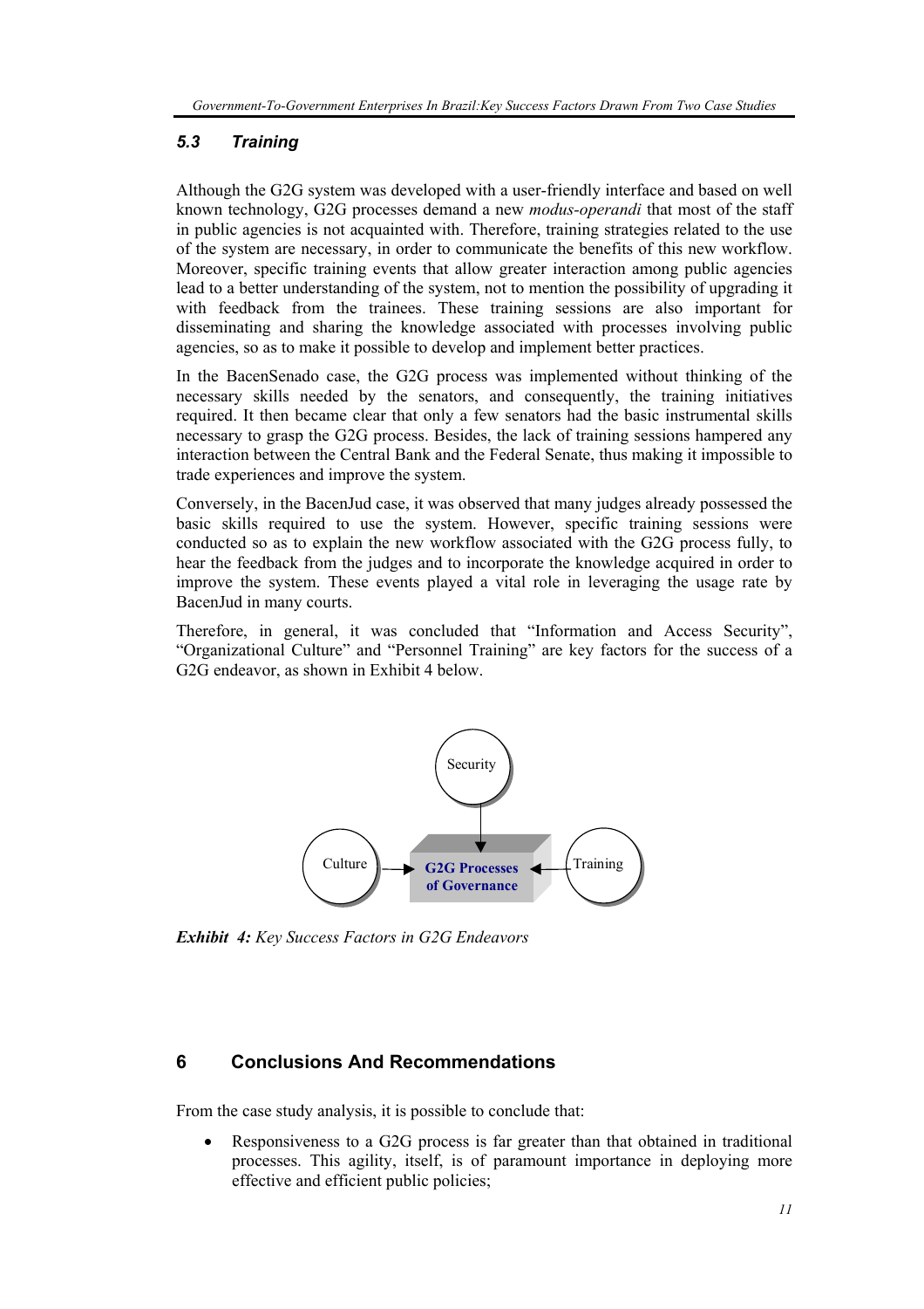### 5.3 Training

Although the G2G system was developed with a user-friendly interface and based on well known technology, G2G processes demand a new *modus-operandi* that most of the staff in public agencies is not acquainted with. Therefore, training strategies related to the use of the system are necessary, in order to communicate the benefits of this new workflow. Moreover, specific training events that allow greater interaction among public agencies lead to a better understanding of the system, not to mention the possibility of upgrading it with feedback from the trainees. These training sessions are also important for disseminating and sharing the knowledge associated with processes involving public agencies, so as to make it possible to develop and implement better practices.

In the BacenSenado case, the G2G process was implemented without thinking of the necessary skills needed by the senators, and consequently, the training initiatives required. It then became clear that only a few senators had the basic instrumental skills necessary to grasp the G2G process. Besides, the lack of training sessions hampered any interaction between the Central Bank and the Federal Senate, thus making it impossible to trade experiences and improve the system.

Conversely, in the BacenJud case, it was observed that many judges already possessed the basic skills required to use the system. However, specific training sessions were conducted so as to explain the new workflow associated with the G2G process fully, to hear the feedback from the judges and to incorporate the knowledge acquired in order to improve the system. These events played a vital role in leveraging the usage rate by BacenJud in many courts.

Therefore, in general, it was concluded that "Information and Access Security", "Organizational Culture" and "Personnel Training" are key factors for the success of a G2G endeavor, as shown in Exhibit 4 below.

Security → G2G Processes of Governance ← Training; Culture → G2G Processes of Governance

***Exhibit 4:*** *Key Success Factors in G2G Endeavors*

## 6 Conclusions And Recommendations

From the case study analysis, it is possible to conclude that:

- Responsiveness to a G2G process is far greater than that obtained in traditional processes. This agility, itself, is of paramount importance in deploying more effective and efficient public policies;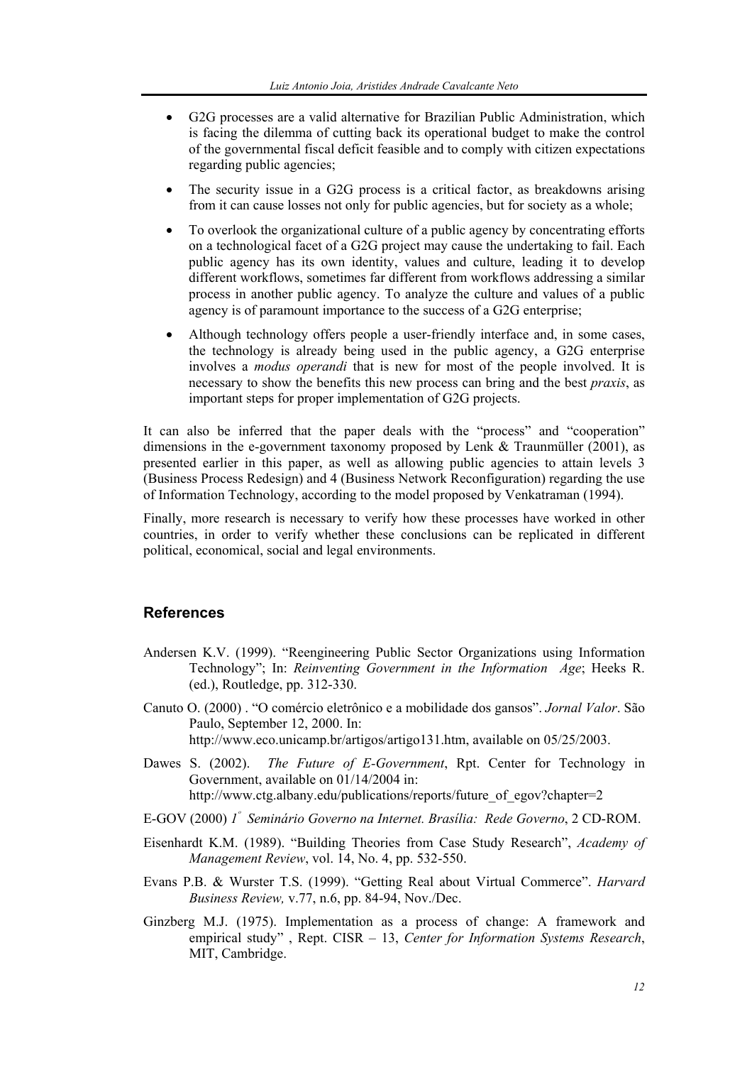- G2G processes are a valid alternative for Brazilian Public Administration, which is facing the dilemma of cutting back its operational budget to make the control of the governmental fiscal deficit feasible and to comply with citizen expectations regarding public agencies;
- The security issue in a G2G process is a critical factor, as breakdowns arising from it can cause losses not only for public agencies, but for society as a whole;
- To overlook the organizational culture of a public agency by concentrating efforts on a technological facet of a G2G project may cause the undertaking to fail. Each public agency has its own identity, values and culture, leading it to develop different workflows, sometimes far different from workflows addressing a similar process in another public agency. To analyze the culture and values of a public agency is of paramount importance to the success of a G2G enterprise;
- Although technology offers people a user-friendly interface and, in some cases, the technology is already being used in the public agency, a G2G enterprise involves a *modus operandi* that is new for most of the people involved. It is necessary to show the benefits this new process can bring and the best *praxis*, as important steps for proper implementation of G2G projects.

It can also be inferred that the paper deals with the "process" and "cooperation" dimensions in the e-government taxonomy proposed by Lenk & Traunmüller (2001), as presented earlier in this paper, as well as allowing public agencies to attain levels 3 (Business Process Redesign) and 4 (Business Network Reconfiguration) regarding the use of Information Technology, according to the model proposed by Venkatraman (1994).

Finally, more research is necessary to verify how these processes have worked in other countries, in order to verify whether these conclusions can be replicated in different political, economical, social and legal environments.

## References

Andersen K.V. (1999). "Reengineering Public Sector Organizations using Information Technology"; In: *Reinventing Government in the Information Age*; Heeks R. (ed.), Routledge, pp. 312-330.

Canuto O. (2000) . "O comércio eletrônico e a mobilidade dos gansos". *Jornal Valor*. São Paulo, September 12, 2000. In: http://www.eco.unicamp.br/artigos/artigo131.htm, available on 05/25/2003.

Dawes S. (2002). *The Future of E-Government*, Rpt. Center for Technology in Government, available on 01/14/2004 in: http://www.ctg.albany.edu/publications/reports/future_of_egov?chapter=2

E-GOV (2000) *1º Seminário Governo na Internet. Brasília: Rede Governo*, 2 CD-ROM.

Eisenhardt K.M. (1989). "Building Theories from Case Study Research", *Academy of Management Review*, vol. 14, No. 4, pp. 532-550.

Evans P.B. & Wurster T.S. (1999). "Getting Real about Virtual Commerce". *Harvard Business Review,* v.77, n.6, pp. 84-94, Nov./Dec.

Ginzberg M.J. (1975). Implementation as a process of change: A framework and empirical study" , Rept. CISR – 13, *Center for Information Systems Research*, MIT, Cambridge.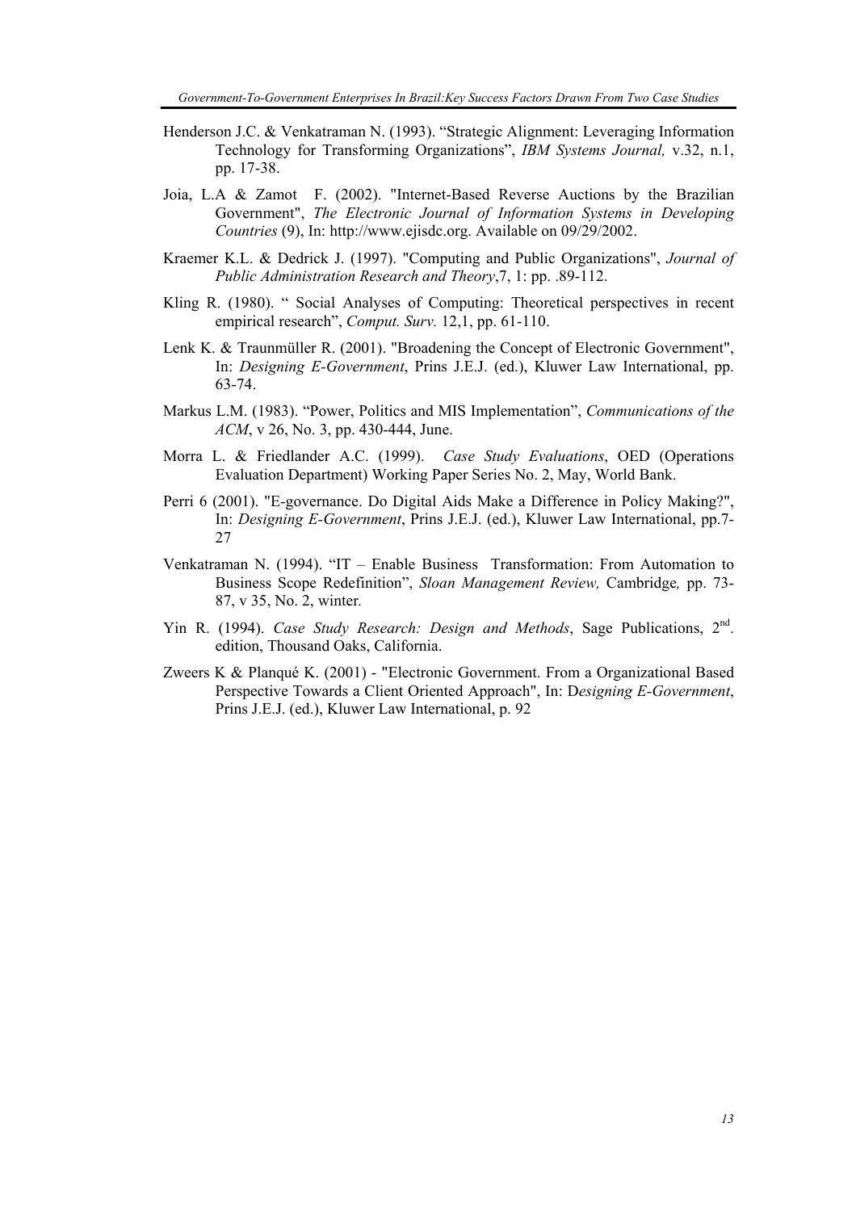Henderson J.C. & Venkatraman N. (1993). "Strategic Alignment: Leveraging Information Technology for Transforming Organizations", *IBM Systems Journal,* v.32, n.1, pp. 17-38.

Joia, L.A & Zamot F. (2002). "Internet-Based Reverse Auctions by the Brazilian Government", *The Electronic Journal of Information Systems in Developing Countries* (9), In: http://www.ejisdc.org. Available on 09/29/2002.

Kraemer K.L. & Dedrick J. (1997). "Computing and Public Organizations", *Journal of Public Administration Research and Theory*,7, 1: pp. .89-112.

Kling R. (1980). " Social Analyses of Computing: Theoretical perspectives in recent empirical research", *Comput. Surv.* 12,1, pp. 61-110.

Lenk K. & Traunmüller R. (2001). "Broadening the Concept of Electronic Government", In: *Designing E-Government*, Prins J.E.J. (ed.), Kluwer Law International, pp. 63-74.

Markus L.M. (1983). "Power, Politics and MIS Implementation", *Communications of the ACM*, v 26, No. 3, pp. 430-444, June.

Morra L. & Friedlander A.C. (1999). *Case Study Evaluations*, OED (Operations Evaluation Department) Working Paper Series No. 2, May, World Bank.

Perri 6 (2001). "E-governance. Do Digital Aids Make a Difference in Policy Making?", In: *Designing E-Government*, Prins J.E.J. (ed.), Kluwer Law International, pp.7-27

Venkatraman N. (1994). "IT – Enable Business Transformation: From Automation to Business Scope Redefinition", *Sloan Management Review,* Cambridge*,* pp. 73-87, v 35, No. 2, winter.

Yin R. (1994). *Case Study Research: Design and Methods*, Sage Publications, 2nd. edition, Thousand Oaks, California.

Zweers K & Planqué K. (2001) - "Electronic Government. From a Organizational Based Perspective Towards a Client Oriented Approach", In: D*esigning E-Government*, Prins J.E.J. (ed.), Kluwer Law International, p. 92